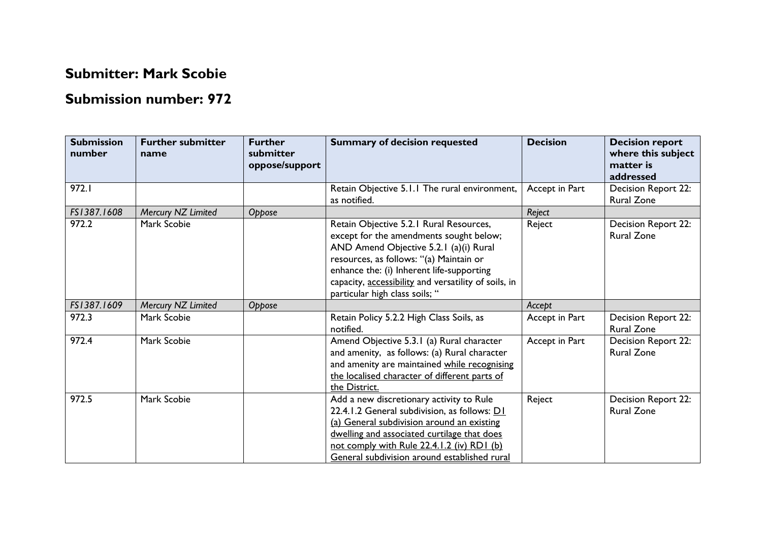## Submitter: Mark Scobie

## Submission number: 972

| Submission number | Further submitter name | Further submitter oppose/support | Summary of decision requested | Decision | Decision report where this subject matter is addressed |
|---|---|---|---|---|---|
| 972.1 | | | Retain Objective 5.1.1 The rural environment, as notified. | Accept in Part | Decision Report 22: Rural Zone |
| *FS1387.1608* | *Mercury NZ Limited* | *Oppose* | | *Reject* | |
| 972.2 | Mark Scobie | | Retain Objective 5.2.1 Rural Resources, except for the amendments sought below; AND Amend Objective 5.2.1 (a)(i) Rural resources, as follows: "(a) Maintain or enhance the: (i) Inherent life-supporting capacity, <u>accessibility</u> and versatility of soils, in particular high class soils; " | Reject | Decision Report 22: Rural Zone |
| *FS1387.1609* | *Mercury NZ Limited* | *Oppose* | | *Accept* | |
| 972.3 | Mark Scobie | | Retain Policy 5.2.2 High Class Soils, as notified. | Accept in Part | Decision Report 22: Rural Zone |
| 972.4 | Mark Scobie | | Amend Objective 5.3.1 (a) Rural character and amenity, as follows: (a) Rural character and amenity are maintained <u>while recognising the localised character of different parts of the District.</u> | Accept in Part | Decision Report 22: Rural Zone |
| 972.5 | Mark Scobie | | Add a new discretionary activity to Rule 22.4.1.2 General subdivision, as follows: <u>D1 (a) General subdivision around an existing dwelling and associated curtilage that does not comply with Rule 22.4.1.2 (iv) RD1 (b) General subdivision around established rural</u> | Reject | Decision Report 22: Rural Zone |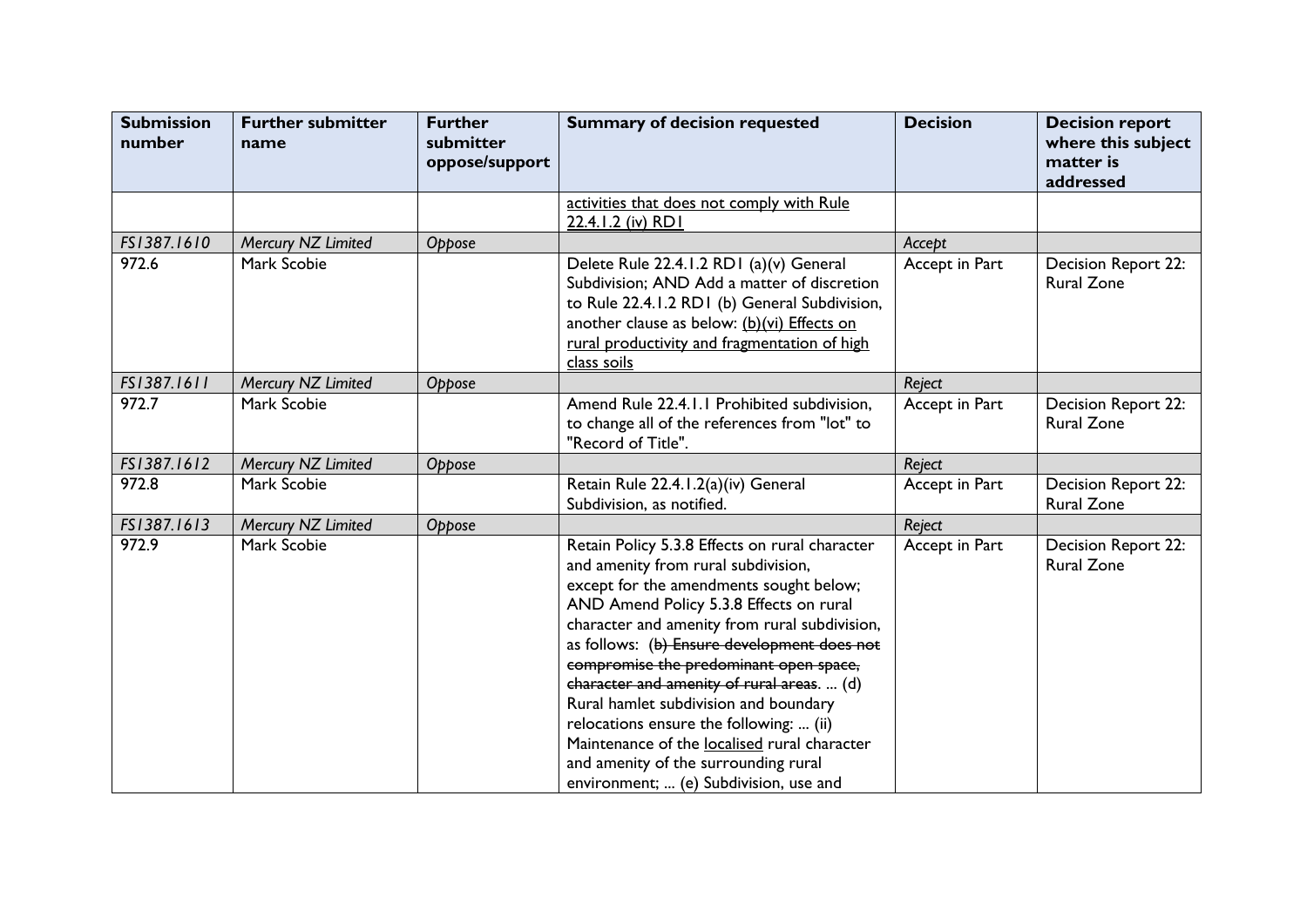| Submission number | Further submitter name | Further submitter oppose/support | Summary of decision requested | Decision | Decision report where this subject matter is addressed |
|---|---|---|---|---|---|
| | | | <u>activities that does not comply with Rule 22.4.1.2 (iv) RD1</u> | | |
| *FS1387.1610* | *Mercury NZ Limited* | *Oppose* | | *Accept* | |
| 972.6 | Mark Scobie | | Delete Rule 22.4.1.2 RD1 (a)(v) General Subdivision; AND Add a matter of discretion to Rule 22.4.1.2 RD1 (b) General Subdivision, another clause as below: <u>(b)(vi) Effects on rural productivity and fragmentation of high class soils</u> | Accept in Part | Decision Report 22: Rural Zone |
| *FS1387.1611* | *Mercury NZ Limited* | *Oppose* | | *Reject* | |
| 972.7 | Mark Scobie | | Amend Rule 22.4.1.1 Prohibited subdivision, to change all of the references from "lot" to "Record of Title". | Accept in Part | Decision Report 22: Rural Zone |
| *FS1387.1612* | *Mercury NZ Limited* | *Oppose* | | *Reject* | |
| 972.8 | Mark Scobie | | Retain Rule 22.4.1.2(a)(iv) General Subdivision, as notified. | Accept in Part | Decision Report 22: Rural Zone |
| *FS1387.1613* | *Mercury NZ Limited* | *Oppose* | | *Reject* | |
| 972.9 | Mark Scobie | | Retain Policy 5.3.8 Effects on rural character and amenity from rural subdivision, except for the amendments sought below; AND Amend Policy 5.3.8 Effects on rural character and amenity from rural subdivision, as follows: ~~(b) Ensure development does not compromise the predominant open space, character and amenity of rural areas.~~ ... (d) Rural hamlet subdivision and boundary relocations ensure the following: ... (ii) Maintenance of the <u>localised</u> rural character and amenity of the surrounding rural environment; ... (e) Subdivision, use and | Accept in Part | Decision Report 22: Rural Zone |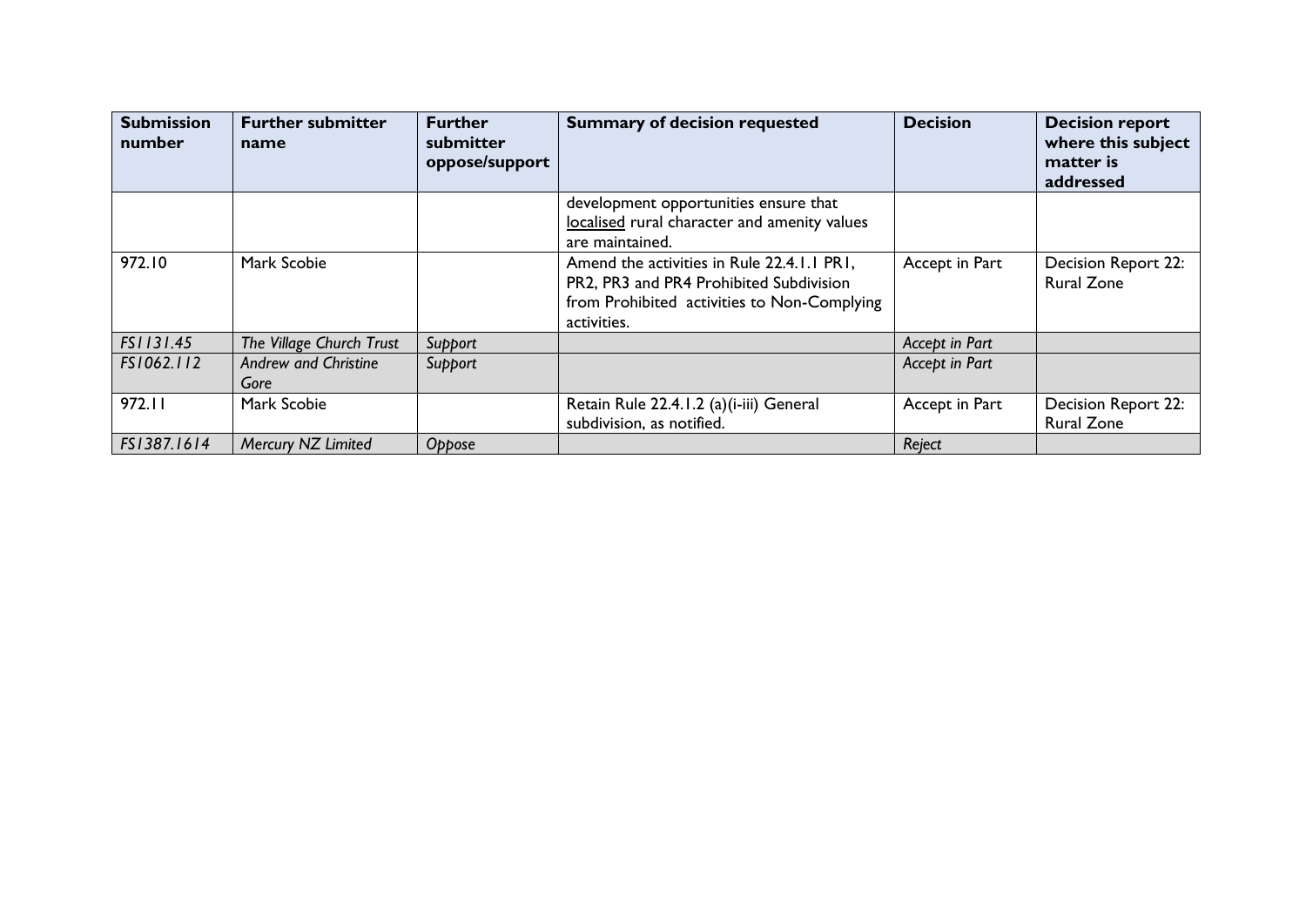| Submission number | Further submitter name | Further submitter oppose/support | Summary of decision requested | Decision | Decision report where this subject matter is addressed |
|---|---|---|---|---|---|
| | | | development opportunities ensure that localised rural character and amenity values are maintained. | | |
| 972.10 | Mark Scobie | | Amend the activities in Rule 22.4.1.1 PR1, PR2, PR3 and PR4 Prohibited Subdivision from Prohibited activities to Non-Complying activities. | Accept in Part | Decision Report 22: Rural Zone |
| *FS1131.45* | *The Village Church Trust* | *Support* | | *Accept in Part* | |
| *FS1062.112* | *Andrew and Christine Gore* | *Support* | | *Accept in Part* | |
| 972.11 | Mark Scobie | | Retain Rule 22.4.1.2 (a)(i-iii) General subdivision, as notified. | Accept in Part | Decision Report 22: Rural Zone |
| *FS1387.1614* | *Mercury NZ Limited* | *Oppose* | | *Reject* | |